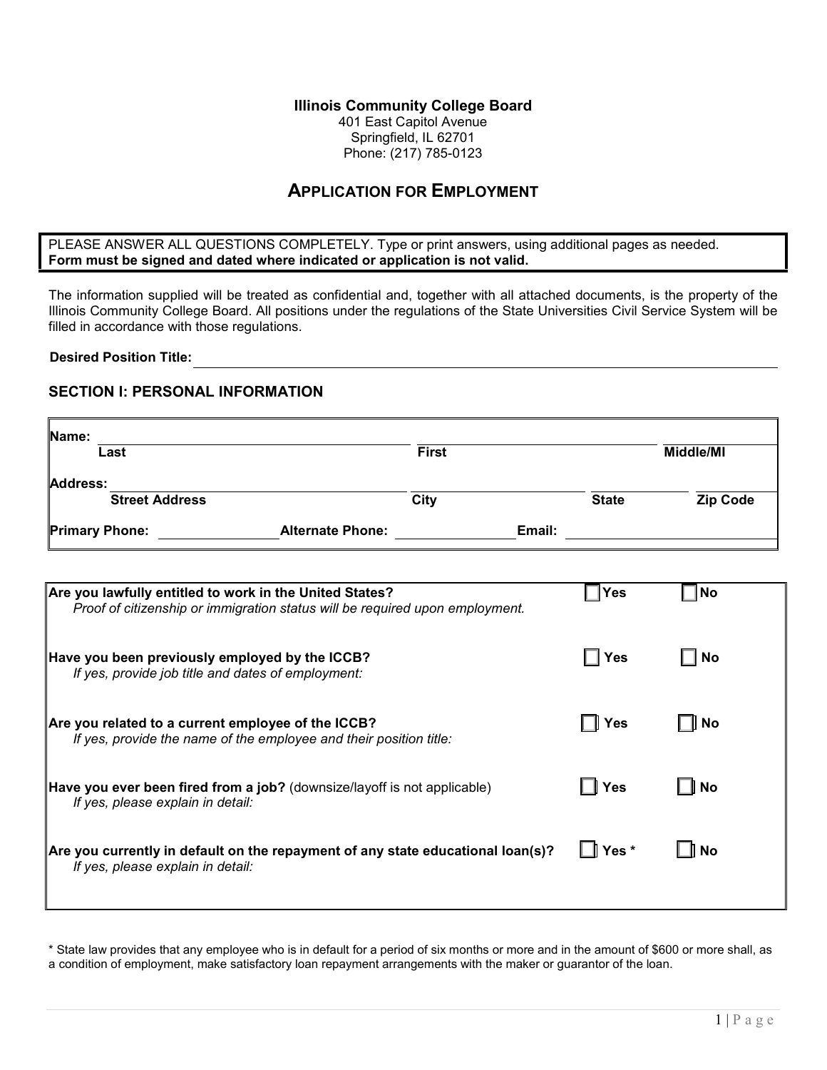**Illinois Community College Board**
401 East Capitol Avenue
Springfield, IL 62701
Phone: (217) 785-0123

# APPLICATION FOR EMPLOYMENT

PLEASE ANSWER ALL QUESTIONS COMPLETELY. Type or print answers, using additional pages as needed.
**Form must be signed and dated where indicated or application is not valid.**

The information supplied will be treated as confidential and, together with all attached documents, is the property of the Illinois Community College Board. All positions under the regulations of the State Universities Civil Service System will be filled in accordance with those regulations.

**Desired Position Title:** ______________________________

## SECTION I: PERSONAL INFORMATION

| | | | |
|---|---|---|---|
| **Name:** **Last** | **First** | | **Middle/MI** |
| **Address:** **Street Address** | **City** | **State** | **Zip Code** |
| **Primary Phone:** | **Alternate Phone:** | **Email:** | |

| | | |
|---|---|---|
| **Are you lawfully entitled to work in the United States?** *Proof of citizenship or immigration status will be required upon employment.* | ☐ **Yes** | ☐ **No** |
| **Have you been previously employed by the ICCB?** *If yes, provide job title and dates of employment:* | ☐ **Yes** | ☐ **No** |
| **Are you related to a current employee of the ICCB?** *If yes, provide the name of the employee and their position title:* | ☐ **Yes** | ☐ **No** |
| **Have you ever been fired from a job?** (downsize/layoff is not applicable) *If yes, please explain in detail:* | ☐ **Yes** | ☐ **No** |
| **Are you currently in default on the repayment of any state educational loan(s)?** *If yes, please explain in detail:* | ☐ **Yes \*** | ☐ **No** |

\* State law provides that any employee who is in default for a period of six months or more and in the amount of $600 or more shall, as a condition of employment, make satisfactory loan repayment arrangements with the maker or guarantor of the loan.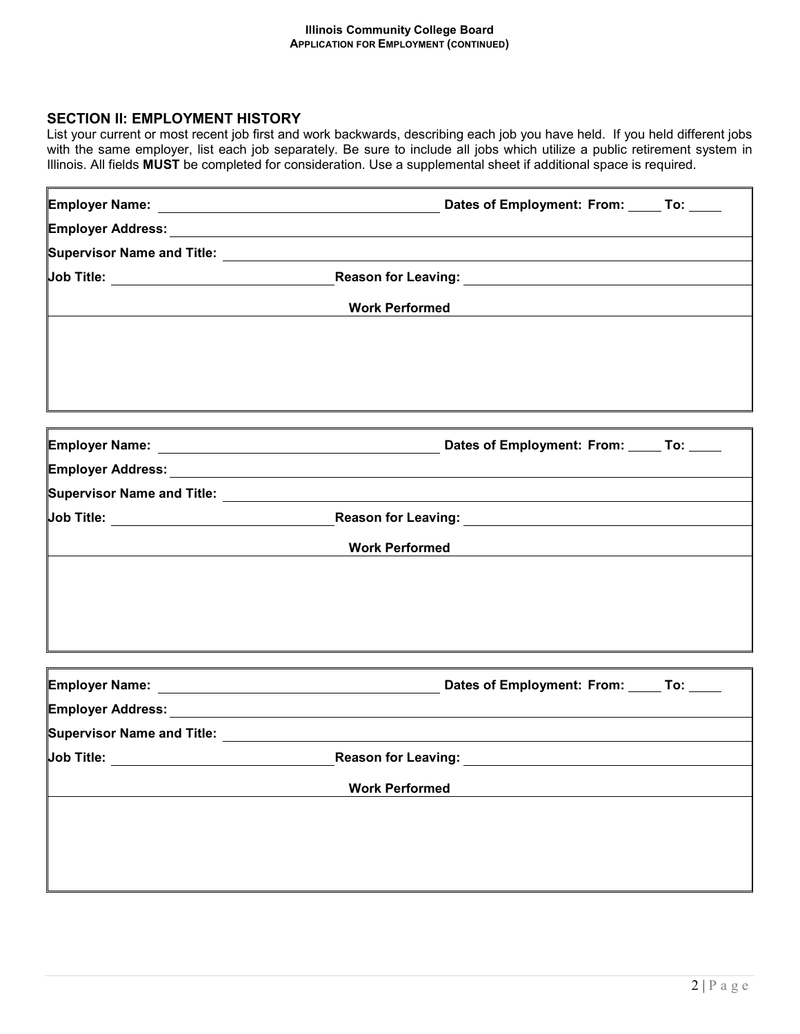## SECTION II: EMPLOYMENT HISTORY

List your current or most recent job first and work backwards, describing each job you have held. If you held different jobs with the same employer, list each job separately. Be sure to include all jobs which utilize a public retirement system in Illinois. All fields **MUST** be completed for consideration. Use a supplemental sheet if additional space is required.

**Employer Name:** ____________________ **Dates of Employment: From:** _____ **To:** _____

**Employer Address:** ____________________

**Supervisor Name and Title:** ____________________

**Job Title:** ____________________ **Reason for Leaving:** ____________________

**Work Performed**

&nbsp;

**Employer Name:** ____________________ **Dates of Employment: From:** _____ **To:** _____

**Employer Address:** ____________________

**Supervisor Name and Title:** ____________________

**Job Title:** ____________________ **Reason for Leaving:** ____________________

**Work Performed**

&nbsp;

**Employer Name:** ____________________ **Dates of Employment: From:** _____ **To:** _____

**Employer Address:** ____________________

**Supervisor Name and Title:** ____________________

**Job Title:** ____________________ **Reason for Leaving:** ____________________

**Work Performed**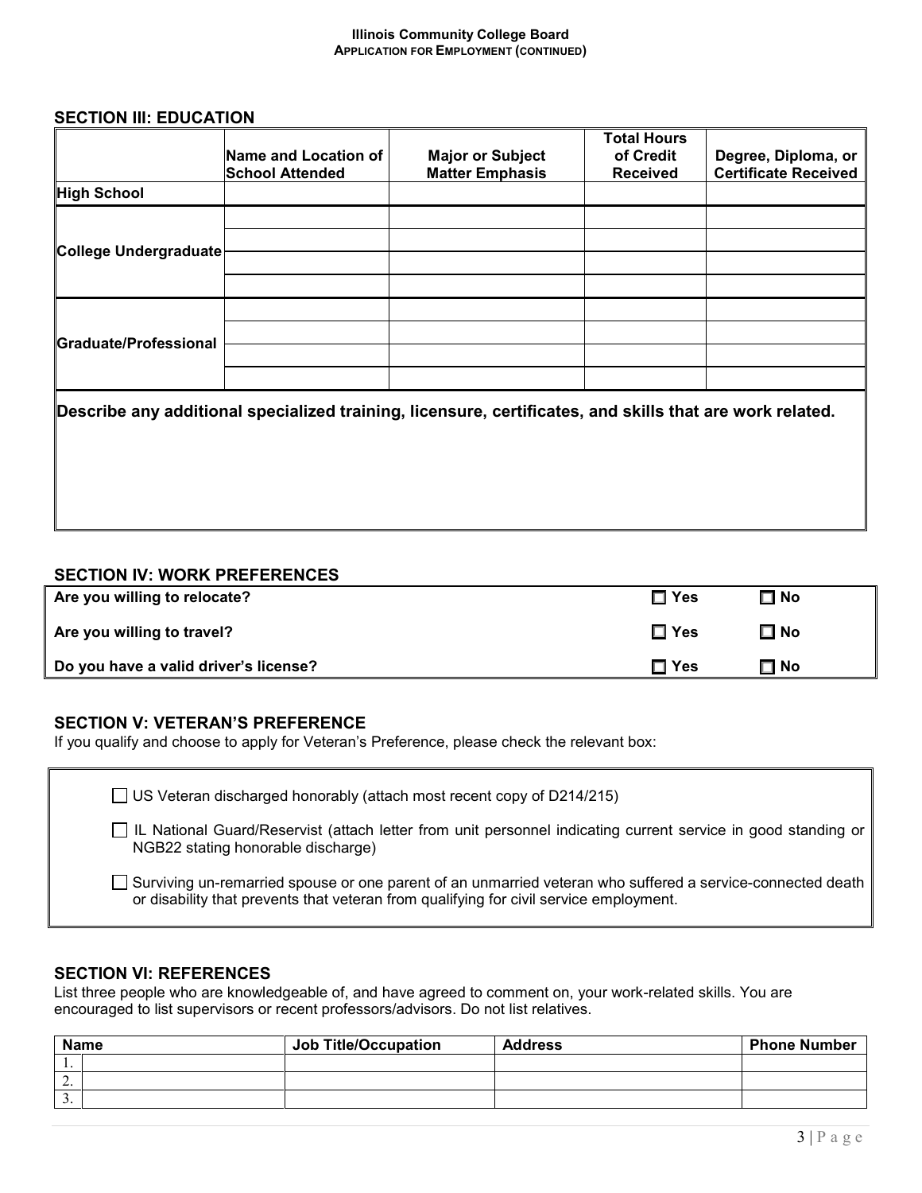## SECTION III: EDUCATION

| | Name and Location of School Attended | Major or Subject Matter Emphasis | Total Hours of Credit Received | Degree, Diploma, or Certificate Received |
|---|---|---|---|---|
| High School | | | | |
| College Undergraduate | | | | |
| | | | | |
| | | | | |
| | | | | |
| Graduate/Professional | | | | |
| | | | | |
| | | | | |
| | | | | |

**Describe any additional specialized training, licensure, certificates, and skills that are work related.**

## SECTION IV: WORK PREFERENCES

| | | |
|---|---|---|
| **Are you willing to relocate?** | ☐ **Yes** | ☐ **No** |
| **Are you willing to travel?** | ☐ **Yes** | ☐ **No** |
| **Do you have a valid driver's license?** | ☐ **Yes** | ☐ **No** |

## SECTION V: VETERAN'S PREFERENCE

If you qualify and choose to apply for Veteran's Preference, please check the relevant box:

☐ US Veteran discharged honorably (attach most recent copy of D214/215)

☐ IL National Guard/Reservist (attach letter from unit personnel indicating current service in good standing or NGB22 stating honorable discharge)

☐ Surviving un-remarried spouse or one parent of an unmarried veteran who suffered a service-connected death or disability that prevents that veteran from qualifying for civil service employment.

## SECTION VI: REFERENCES

List three people who are knowledgeable of, and have agreed to comment on, your work-related skills. You are encouraged to list supervisors or recent professors/advisors. Do not list relatives.

| Name | Job Title/Occupation | Address | Phone Number |
|---|---|---|---|
| 1. | | | |
| 2. | | | |
| 3. | | | |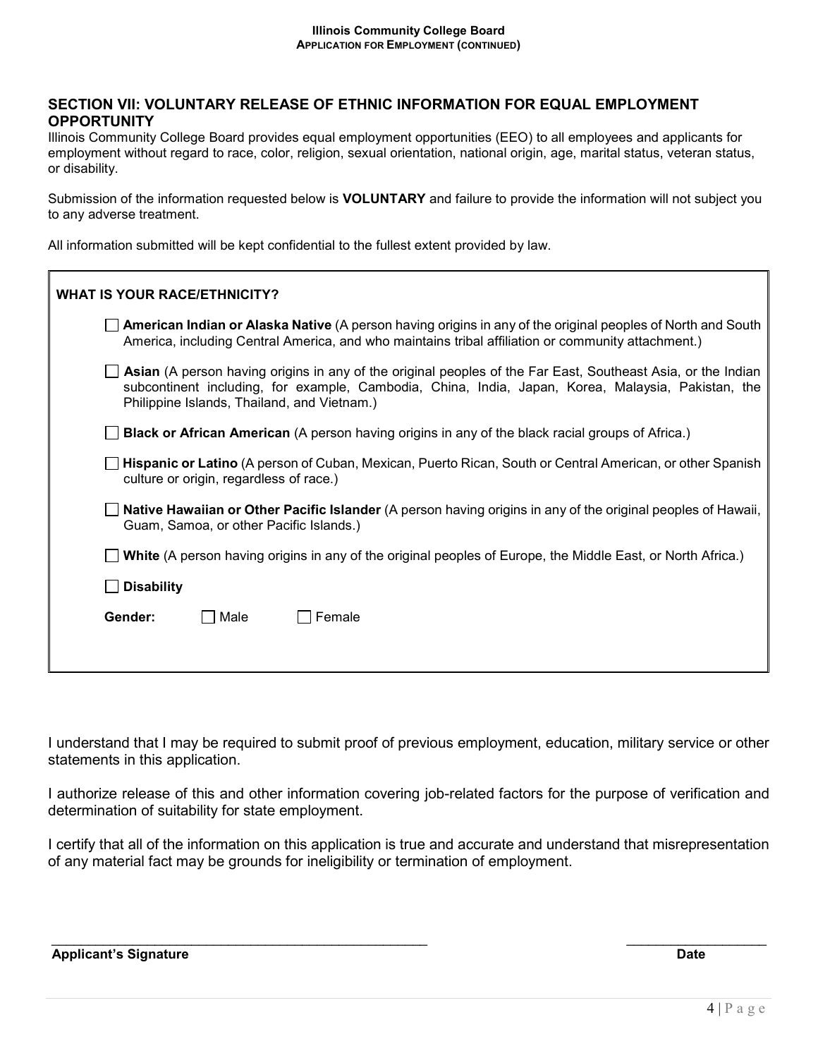## SECTION VII: VOLUNTARY RELEASE OF ETHNIC INFORMATION FOR EQUAL EMPLOYMENT OPPORTUNITY

Illinois Community College Board provides equal employment opportunities (EEO) to all employees and applicants for employment without regard to race, color, religion, sexual orientation, national origin, age, marital status, veteran status, or disability.

Submission of the information requested below is **VOLUNTARY** and failure to provide the information will not subject you to any adverse treatment.

All information submitted will be kept confidential to the fullest extent provided by law.

**WHAT IS YOUR RACE/ETHNICITY?**

- ☐ **American Indian or Alaska Native** (A person having origins in any of the original peoples of North and South America, including Central America, and who maintains tribal affiliation or community attachment.)
- ☐ **Asian** (A person having origins in any of the original peoples of the Far East, Southeast Asia, or the Indian subcontinent including, for example, Cambodia, China, India, Japan, Korea, Malaysia, Pakistan, the Philippine Islands, Thailand, and Vietnam.)
- ☐ **Black or African American** (A person having origins in any of the black racial groups of Africa.)
- ☐ **Hispanic or Latino** (A person of Cuban, Mexican, Puerto Rican, South or Central American, or other Spanish culture or origin, regardless of race.)
- ☐ **Native Hawaiian or Other Pacific Islander** (A person having origins in any of the original peoples of Hawaii, Guam, Samoa, or other Pacific Islands.)
- ☐ **White** (A person having origins in any of the original peoples of Europe, the Middle East, or North Africa.)
- ☐ **Disability**

**Gender:** ☐ Male ☐ Female

I understand that I may be required to submit proof of previous employment, education, military service or other statements in this application.

I authorize release of this and other information covering job-related factors for the purpose of verification and determination of suitability for state employment.

I certify that all of the information on this application is true and accurate and understand that misrepresentation of any material fact may be grounds for ineligibility or termination of employment.

\_\_\_\_\_\_\_\_\_\_\_\_\_\_\_\_\_\_\_\_\_\_\_\_\_\_\_\_\_\_\_\_\_\_\_\_\_\_\_\_ \_\_\_\_\_\_\_\_\_\_\_\_\_\_\_\_\_\_

**Applicant's Signature** **Date**